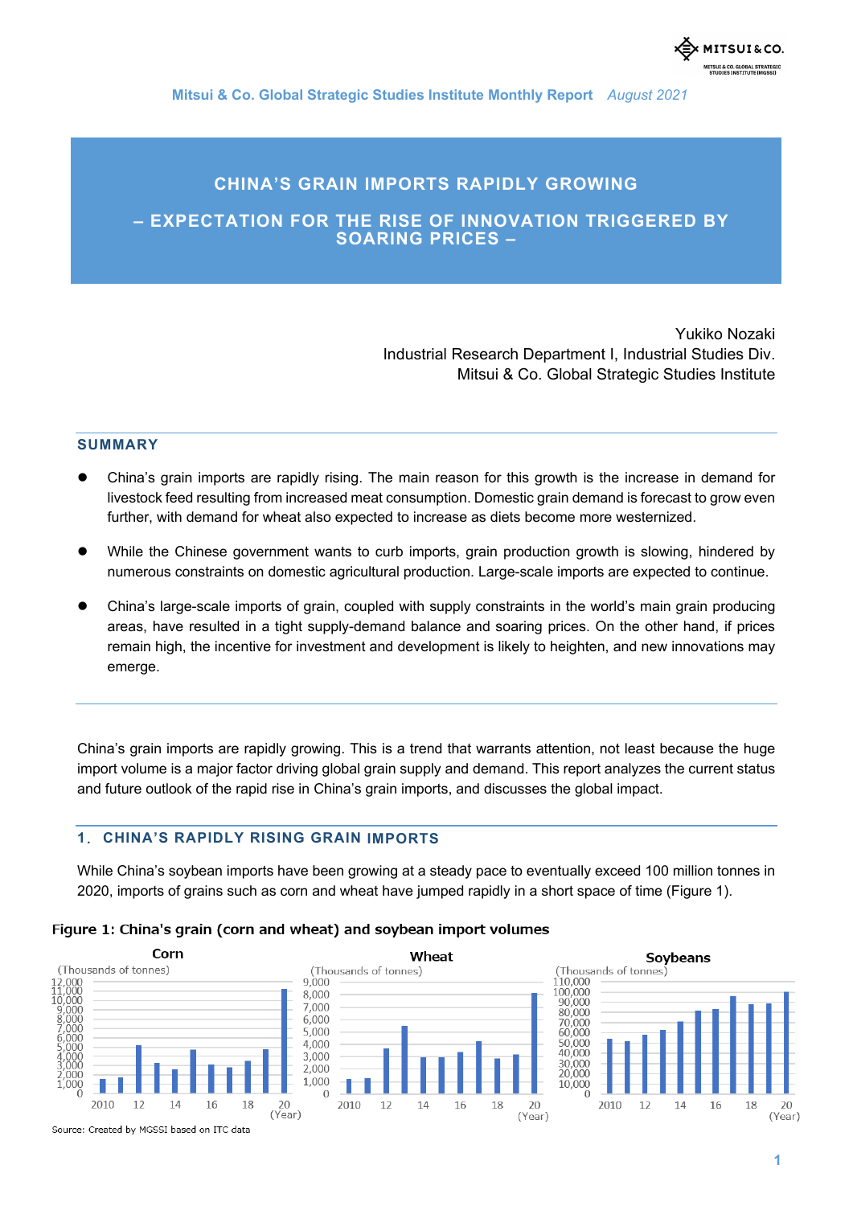Mitsui & Co. Global Strategic Studies Institute Monthly Report *August 2021*

# CHINA'S GRAIN IMPORTS RAPIDLY GROWING

## – EXPECTATION FOR THE RISE OF INNOVATION TRIGGERED BY SOARING PRICES –

Yukiko Nozaki
Industrial Research Department I, Industrial Studies Div.
Mitsui & Co. Global Strategic Studies Institute

## SUMMARY

- China's grain imports are rapidly rising. The main reason for this growth is the increase in demand for livestock feed resulting from increased meat consumption. Domestic grain demand is forecast to grow even further, with demand for wheat also expected to increase as diets become more westernized.
- While the Chinese government wants to curb imports, grain production growth is slowing, hindered by numerous constraints on domestic agricultural production. Large-scale imports are expected to continue.
- China's large-scale imports of grain, coupled with supply constraints in the world's main grain producing areas, have resulted in a tight supply-demand balance and soaring prices. On the other hand, if prices remain high, the incentive for investment and development is likely to heighten, and new innovations may emerge.

China's grain imports are rapidly growing. This is a trend that warrants attention, not least because the huge import volume is a major factor driving global grain supply and demand. This report analyzes the current status and future outlook of the rapid rise in China's grain imports, and discusses the global impact.

## 1. CHINA'S RAPIDLY RISING GRAIN IMPORTS

While China's soybean imports have been growing at a steady pace to eventually exceed 100 million tonnes in 2020, imports of grains such as corn and wheat have jumped rapidly in a short space of time (Figure 1).

**Figure 1: China's grain (corn and wheat) and soybean import volumes**

Corn
(Thousands of tonnes)
12,000
11,000
10,000
9,000
8,000
7,000
6,000
5,000
4,000
3,000
2,000
1,000
0
2010 12 14 16 18 20
(Year)

Wheat
(Thousands of tonnes)
9,000
8,000
7,000
6,000
5,000
4,000
3,000
2,000
1,000
0
2010 12 14 16 18 20
(Year)

Soybeans
(Thousands of tonnes)
110,000
100,000
90,000
80,000
70,000
60,000
50,000
40,000
30,000
20,000
10,000
0
2010 12 14 16 18 20
(Year)

Source: Created by MGSSI based on ITC data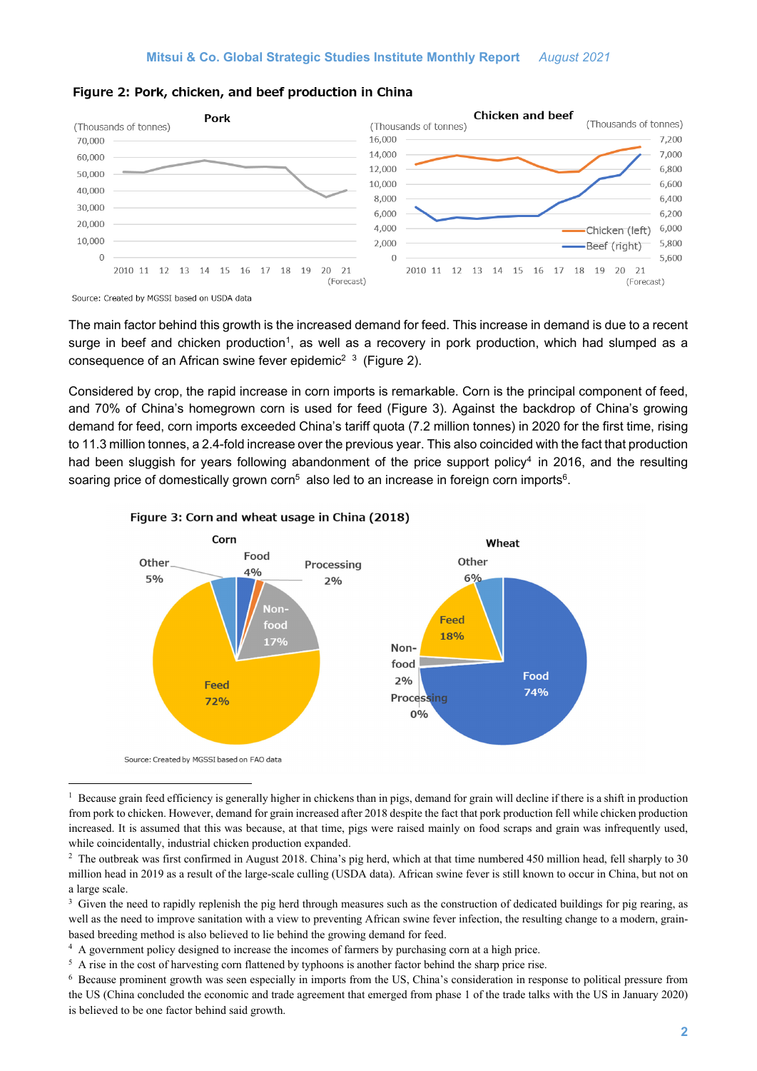**Figure 2: Pork, chicken, and beef production in China**

Pork

(Thousands of tonnes)

70,000
60,000
50,000
40,000
30,000
20,000
10,000
0

2010 11 12 13 14 15 16 17 18 19 20 21
(Forecast)

Chicken and beef

(Thousands of tonnes)

16,000
14,000
12,000
10,000
8,000
6,000
4,000
2,000
0

(Thousands of tonnes)

7,200
7,000
6,800
6,600
6,400
6,200
6,000
5,800
5,600

Chicken (left)
Beef (right)

2010 11 12 13 14 15 16 17 18 19 20 21
(Forecast)

Source: Created by MGSSI based on USDA data

The main factor behind this growth is the increased demand for feed. This increase in demand is due to a recent surge in beef and chicken production[1], as well as a recovery in pork production, which had slumped as a consequence of an African swine fever epidemic[2] [3] (Figure 2).

Considered by crop, the rapid increase in corn imports is remarkable. Corn is the principal component of feed, and 70% of China's homegrown corn is used for feed (Figure 3). Against the backdrop of China's growing demand for feed, corn imports exceeded China's tariff quota (7.2 million tonnes) in 2020 for the first time, rising to 11.3 million tonnes, a 2.4-fold increase over the previous year. This also coincided with the fact that production had been sluggish for years following abandonment of the price support policy[4] in 2016, and the resulting soaring price of domestically grown corn[5] also led to an increase in foreign corn imports[6].

**Figure 3: Corn and wheat usage in China (2018)**

Corn

Other 5%
Food 4%
Processing 2%
Non-food 17%
Feed 72%

Wheat

Other 6%
Feed 18%
Non-food 2%
Processing 0%
Food 74%

Source: Created by MGSSI based on FAO data

---

[1] Because grain feed efficiency is generally higher in chickens than in pigs, demand for grain will decline if there is a shift in production from pork to chicken. However, demand for grain increased after 2018 despite the fact that pork production fell while chicken production increased. It is assumed that this was because, at that time, pigs were raised mainly on food scraps and grain was infrequently used, while coincidentally, industrial chicken production expanded.

[2] The outbreak was first confirmed in August 2018. China's pig herd, which at that time numbered 450 million head, fell sharply to 30 million head in 2019 as a result of the large-scale culling (USDA data). African swine fever is still known to occur in China, but not on a large scale.

[3] Given the need to rapidly replenish the pig herd through measures such as the construction of dedicated buildings for pig rearing, as well as the need to improve sanitation with a view to preventing African swine fever infection, the resulting change to a modern, grain-based breeding method is also believed to lie behind the growing demand for feed.

[4] A government policy designed to increase the incomes of farmers by purchasing corn at a high price.

[5] A rise in the cost of harvesting corn flattened by typhoons is another factor behind the sharp price rise.

[6] Because prominent growth was seen especially in imports from the US, China's consideration in response to political pressure from the US (China concluded the economic and trade agreement that emerged from phase 1 of the trade talks with the US in January 2020) is believed to be one factor behind said growth.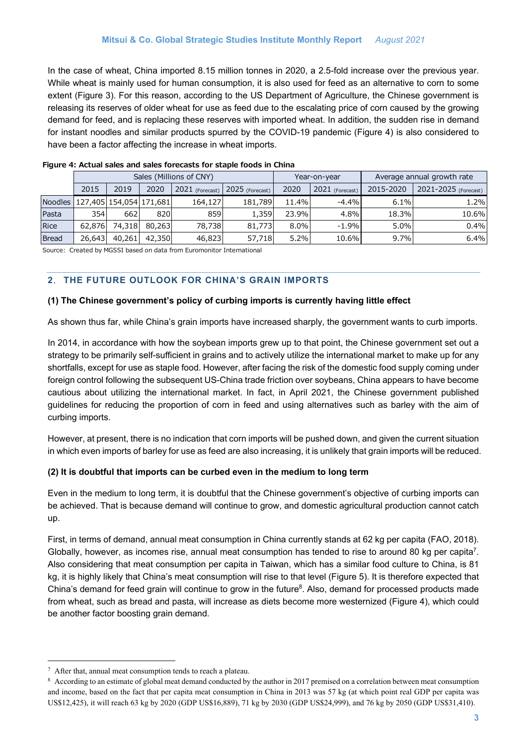In the case of wheat, China imported 8.15 million tonnes in 2020, a 2.5-fold increase over the previous year. While wheat is mainly used for human consumption, it is also used for feed as an alternative to corn to some extent (Figure 3). For this reason, according to the US Department of Agriculture, the Chinese government is releasing its reserves of older wheat for use as feed due to the escalating price of corn caused by the growing demand for feed, and is replacing these reserves with imported wheat. In addition, the sudden rise in demand for instant noodles and similar products spurred by the COVID-19 pandemic (Figure 4) is also considered to have been a factor affecting the increase in wheat imports.

**Figure 4: Actual sales and sales forecasts for staple foods in China**

| | Sales (Millions of CNY) | | | | | Year-on-year | | Average annual growth rate | |
|---|---|---|---|---|---|---|---|---|---|
| | 2015 | 2019 | 2020 | 2021 (Forecast) | 2025 (Forecast) | 2020 | 2021 (Forecast) | 2015-2020 | 2021-2025 (Forecast) |
| Noodles | 127,405 | 154,054 | 171,681 | 164,127 | 181,789 | 11.4% | -4.4% | 6.1% | 1.2% |
| Pasta | 354 | 662 | 820 | 859 | 1,359 | 23.9% | 4.8% | 18.3% | 10.6% |
| Rice | 62,876 | 74,318 | 80,263 | 78,738 | 81,773 | 8.0% | -1.9% | 5.0% | 0.4% |
| Bread | 26,643 | 40,261 | 42,350 | 46,823 | 57,718 | 5.2% | 10.6% | 9.7% | 6.4% |

Source: Created by MGSSI based on data from Euromonitor International

## 2. THE FUTURE OUTLOOK FOR CHINA'S GRAIN IMPORTS

### (1) The Chinese government's policy of curbing imports is currently having little effect

As shown thus far, while China's grain imports have increased sharply, the government wants to curb imports.

In 2014, in accordance with how the soybean imports grew up to that point, the Chinese government set out a strategy to be primarily self-sufficient in grains and to actively utilize the international market to make up for any shortfalls, except for use as staple food. However, after facing the risk of the domestic food supply coming under foreign control following the subsequent US-China trade friction over soybeans, China appears to have become cautious about utilizing the international market. In fact, in April 2021, the Chinese government published guidelines for reducing the proportion of corn in feed and using alternatives such as barley with the aim of curbing imports.

However, at present, there is no indication that corn imports will be pushed down, and given the current situation in which even imports of barley for use as feed are also increasing, it is unlikely that grain imports will be reduced.

### (2) It is doubtful that imports can be curbed even in the medium to long term

Even in the medium to long term, it is doubtful that the Chinese government's objective of curbing imports can be achieved. That is because demand will continue to grow, and domestic agricultural production cannot catch up.

First, in terms of demand, annual meat consumption in China currently stands at 62 kg per capita (FAO, 2018). Globally, however, as incomes rise, annual meat consumption has tended to rise to around 80 kg per capita[7]. Also considering that meat consumption per capita in Taiwan, which has a similar food culture to China, is 81 kg, it is highly likely that China's meat consumption will rise to that level (Figure 5). It is therefore expected that China's demand for feed grain will continue to grow in the future[8]. Also, demand for processed products made from wheat, such as bread and pasta, will increase as diets become more westernized (Figure 4), which could be another factor boosting grain demand.

---

[7] After that, annual meat consumption tends to reach a plateau.

[8] According to an estimate of global meat demand conducted by the author in 2017 premised on a correlation between meat consumption and income, based on the fact that per capita meat consumption in China in 2013 was 57 kg (at which point real GDP per capita was US$12,425), it will reach 63 kg by 2020 (GDP US$16,889), 71 kg by 2030 (GDP US$24,999), and 76 kg by 2050 (GDP US$31,410).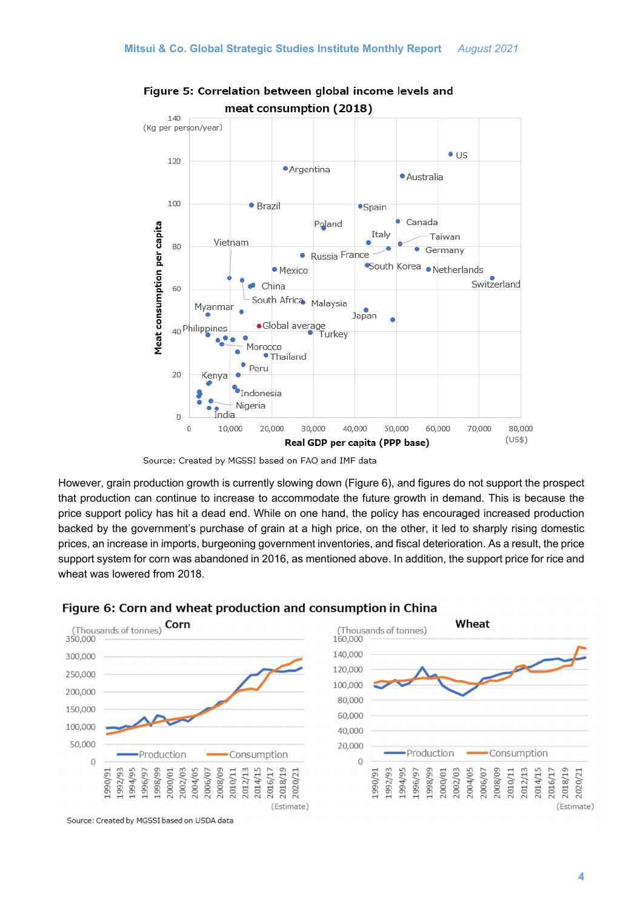**Figure 5: Correlation between global income levels and meat consumption (2018)**

(Kg per person/year)

140
120
100
80
60
40
20
0

Meat consumption per capita

US
Argentina
Australia
Brazil
Spain
Poland
Canada
Italy
Taiwan
Vietnam
Germany
Russia
France
South Korea
Netherlands
Mexico
Switzerland
China
South Africa
Malaysia
Myanmar
Japan
Global average
Philippines
Turkey
Morocco
Thailand
Peru
Kenya
Indonesia
Nigeria
India

0
10,000
20,000
30,000
40,000
50,000
60,000
70,000
80,000
(US$)

Real GDP per capita (PPP base)

Source: Created by MGSSI based on FAO and IMF data

However, grain production growth is currently slowing down (Figure 6), and figures do not support the prospect that production can continue to increase to accommodate the future growth in demand. This is because the price support policy has hit a dead end. While on one hand, the policy has encouraged increased production backed by the government's purchase of grain at a high price, on the other, it led to sharply rising domestic prices, an increase in imports, burgeoning government inventories, and fiscal deterioration. As a result, the price support system for corn was abandoned in 2016, as mentioned above. In addition, the support price for rice and wheat was lowered from 2018.

**Figure 6: Corn and wheat production and consumption in China**

**Corn**

(Thousands of tonnes)

350,000
300,000
250,000
200,000
150,000
100,000
50,000
0

Production
Consumption

1990/91
1992/93
1994/95
1996/97
1998/99
2000/01
2002/03
2004/05
2006/07
2008/09
2010/11
2012/13
2014/15
2016/17
2018/19
2020/21
(Estimate)

**Wheat**

(Thousands of tonnes)

160,000
140,000
120,000
100,000
80,000
60,000
40,000
20,000
0

Production
Consumption

1990/91
1992/93
1994/95
1996/97
1998/99
2000/01
2002/03
2004/05
2006/07
2008/09
2010/11
2012/13
2014/15
2016/17
2018/19
2020/21
(Estimate)

Source: Created by MGSSI based on USDA data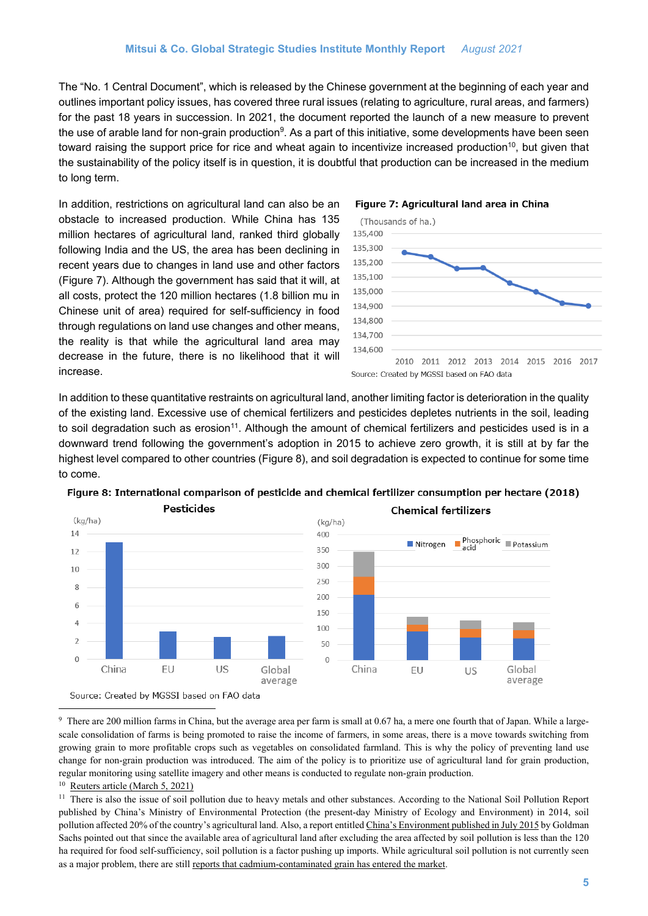The "No. 1 Central Document", which is released by the Chinese government at the beginning of each year and outlines important policy issues, has covered three rural issues (relating to agriculture, rural areas, and farmers) for the past 18 years in succession. In 2021, the document reported the launch of a new measure to prevent the use of arable land for non-grain production[9]. As a part of this initiative, some developments have been seen toward raising the support price for rice and wheat again to incentivize increased production[10], but given that the sustainability of the policy itself is in question, it is doubtful that production can be increased in the medium to long term.

In addition, restrictions on agricultural land can also be an obstacle to increased production. While China has 135 million hectares of agricultural land, ranked third globally following India and the US, the area has been declining in recent years due to changes in land use and other factors (Figure 7). Although the government has said that it will, at all costs, protect the 120 million hectares (1.8 billion mu in Chinese unit of area) required for self-sufficiency in food through regulations on land use changes and other means, the reality is that while the agricultural land area may decrease in the future, there is no likelihood that it will increase.

**Figure 7: Agricultural land area in China**

(Thousands of ha.)

Source: Created by MGSSI based on FAO data

In addition to these quantitative restraints on agricultural land, another limiting factor is deterioration in the quality of the existing land. Excessive use of chemical fertilizers and pesticides depletes nutrients in the soil, leading to soil degradation such as erosion[11]. Although the amount of chemical fertilizers and pesticides used is in a downward trend following the government's adoption in 2015 to achieve zero growth, it is still at by far the highest level compared to other countries (Figure 8), and soil degradation is expected to continue for some time to come.

**Figure 8: International comparison of pesticide and chemical fertilizer consumption per hectare (2018)**

Source: Created by MGSSI based on FAO data

---

[9] There are 200 million farms in China, but the average area per farm is small at 0.67 ha, a mere one fourth that of Japan. While a large-scale consolidation of farms is being promoted to raise the income of farmers, in some areas, there is a move towards switching from growing grain to more profitable crops such as vegetables on consolidated farmland. This is why the policy of preventing land use change for non-grain production was introduced. The aim of the policy is to prioritize use of agricultural land for grain production, regular monitoring using satellite imagery and other means is conducted to regulate non-grain production.

[10] Reuters article (March 5, 2021)

[11] There is also the issue of soil pollution due to heavy metals and other substances. According to the National Soil Pollution Report published by China's Ministry of Environmental Protection (the present-day Ministry of Ecology and Environment) in 2014, soil pollution affected 20% of the country's agricultural land. Also, a report entitled China's Environment published in July 2015 by Goldman Sachs pointed out that since the available area of agricultural land after excluding the area affected by soil pollution is less than the 120 ha required for food self-sufficiency, soil pollution is a factor pushing up imports. While agricultural soil pollution is not currently seen as a major problem, there are still reports that cadmium-contaminated grain has entered the market.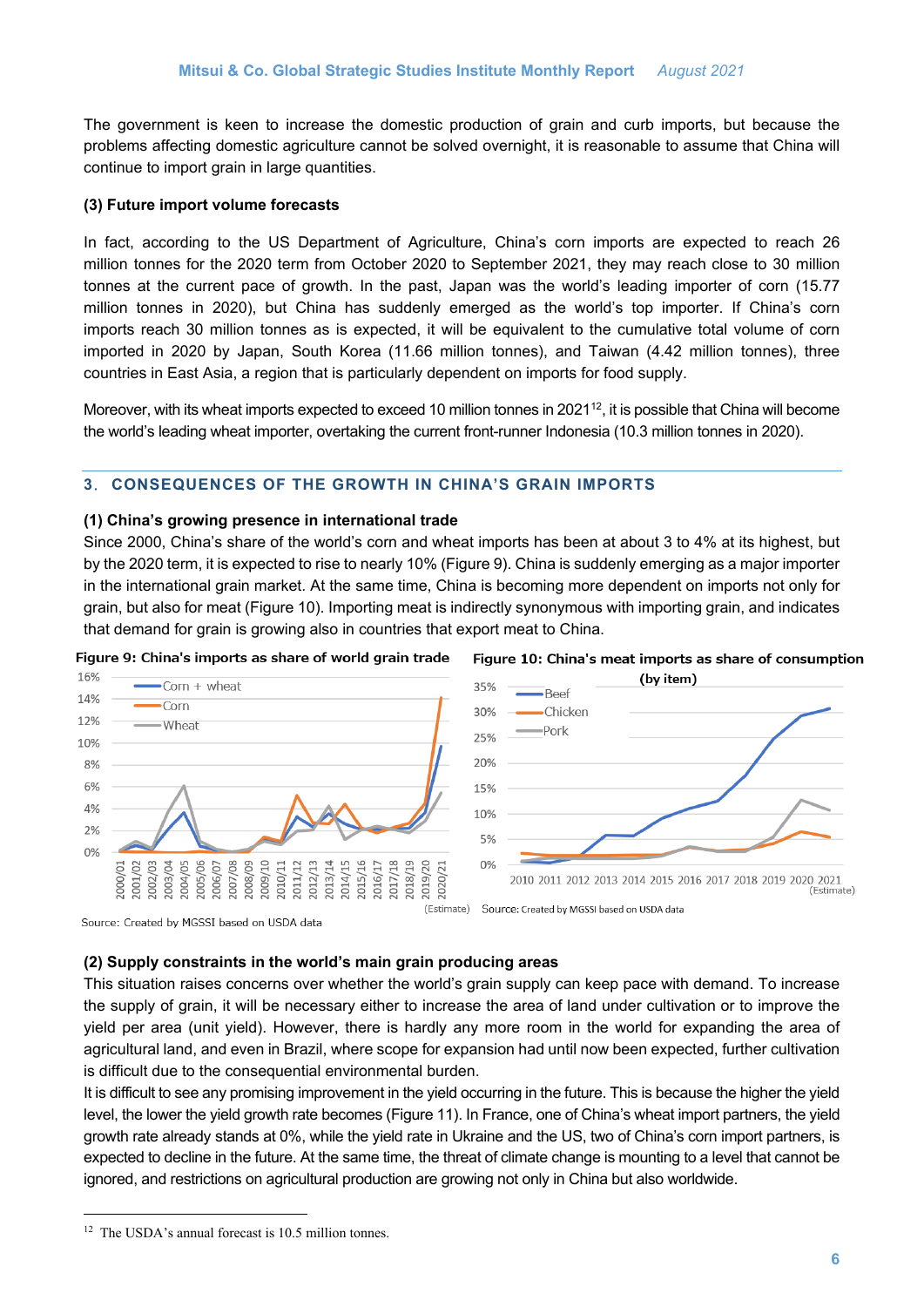The government is keen to increase the domestic production of grain and curb imports, but because the problems affecting domestic agriculture cannot be solved overnight, it is reasonable to assume that China will continue to import grain in large quantities.

**(3) Future import volume forecasts**

In fact, according to the US Department of Agriculture, China's corn imports are expected to reach 26 million tonnes for the 2020 term from October 2020 to September 2021, they may reach close to 30 million tonnes at the current pace of growth. In the past, Japan was the world's leading importer of corn (15.77 million tonnes in 2020), but China has suddenly emerged as the world's top importer. If China's corn imports reach 30 million tonnes as is expected, it will be equivalent to the cumulative total volume of corn imported in 2020 by Japan, South Korea (11.66 million tonnes), and Taiwan (4.42 million tonnes), three countries in East Asia, a region that is particularly dependent on imports for food supply.

Moreover, with its wheat imports expected to exceed 10 million tonnes in 2021[12], it is possible that China will become the world's leading wheat importer, overtaking the current front-runner Indonesia (10.3 million tonnes in 2020).

## 3. CONSEQUENCES OF THE GROWTH IN CHINA'S GRAIN IMPORTS

**(1) China's growing presence in international trade**

Since 2000, China's share of the world's corn and wheat imports has been at about 3 to 4% at its highest, but by the 2020 term, it is expected to rise to nearly 10% (Figure 9). China is suddenly emerging as a major importer in the international grain market. At the same time, China is becoming more dependent on imports not only for grain, but also for meat (Figure 10). Importing meat is indirectly synonymous with importing grain, and indicates that demand for grain is growing also in countries that export meat to China.

**Figure 9: China's imports as share of world grain trade**

16%
14%
12%
10%
8%
6%
4%
2%
0%

Corn + wheat
Corn
Wheat

2000/01 2001/02 2002/03 2003/04 2004/05 2005/06 2006/07 2007/08 2008/09 2009/10 2010/11 2011/12 2012/13 2013/14 2014/15 2015/16 2016/17 2017/18 2018/19 2019/20 2020/21 (Estimate)

Source: Created by MGSSI based on USDA data

**Figure 10: China's meat imports as share of consumption (by item)**

35%
30%
25%
20%
15%
10%
5%
0%

Beef
Chicken
Pork

2010 2011 2012 2013 2014 2015 2016 2017 2018 2019 2020 2021 (Estimate)

Source: Created by MGSSI based on USDA data

**(2) Supply constraints in the world's main grain producing areas**

This situation raises concerns over whether the world's grain supply can keep pace with demand. To increase the supply of grain, it will be necessary either to increase the area of land under cultivation or to improve the yield per area (unit yield). However, there is hardly any more room in the world for expanding the area of agricultural land, and even in Brazil, where scope for expansion had until now been expected, further cultivation is difficult due to the consequential environmental burden.

It is difficult to see any promising improvement in the yield occurring in the future. This is because the higher the yield level, the lower the yield growth rate becomes (Figure 11). In France, one of China's wheat import partners, the yield growth rate already stands at 0%, while the yield rate in Ukraine and the US, two of China's corn import partners, is expected to decline in the future. At the same time, the threat of climate change is mounting to a level that cannot be ignored, and restrictions on agricultural production are growing not only in China but also worldwide.

---

[12] The USDA's annual forecast is 10.5 million tonnes.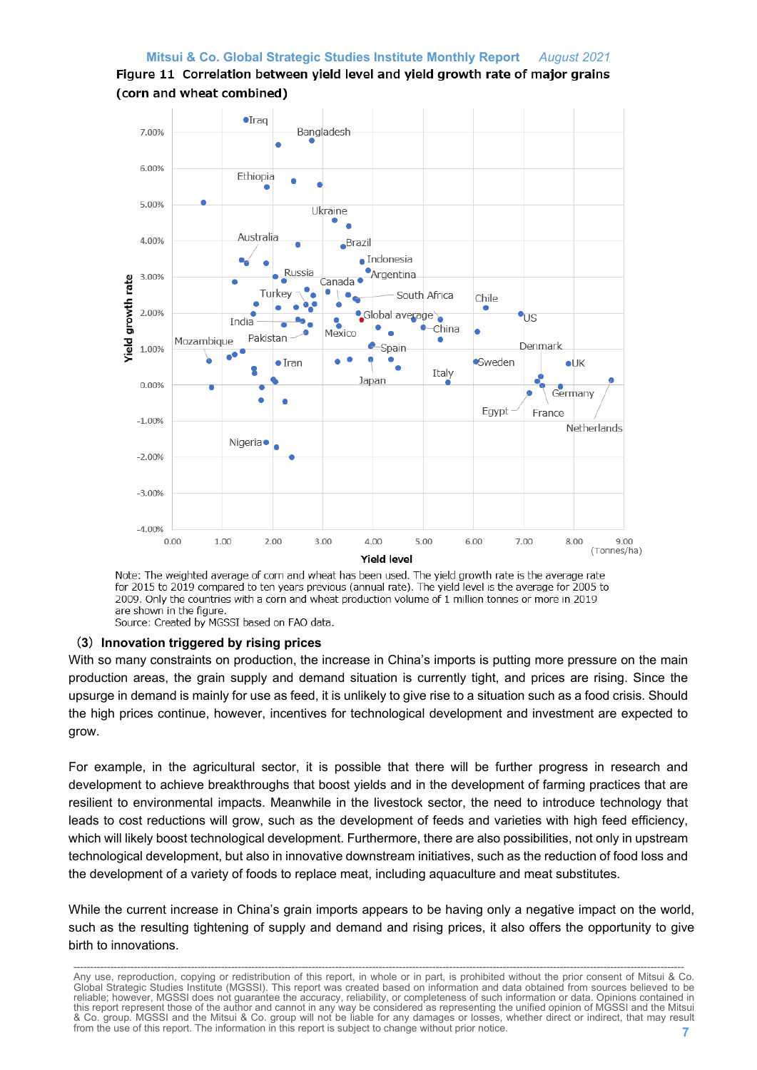**Figure 11 Correlation between yield level and yield growth rate of major grains (corn and wheat combined)**

Yield growth rate

7.00%
6.00%
5.00%
4.00%
3.00%
2.00%
1.00%
0.00%
-1.00%
-2.00%
-3.00%
-4.00%

0.00 1.00 2.00 3.00 4.00 5.00 6.00 7.00 8.00 9.00 (Tonnes/ha)

Yield level

Iraq
Bangladesh
Ethiopia
Ukraine
Australia
Brazil
Indonesia
Argentina
Russia
Canada
Turkey
South Africa
Chile
Global average
US
India
China
Mexico
Pakistan
Mozambique
Spain
Denmark
Iran
Sweden
UK
Japan
Italy
Germany
Egypt
France
Netherlands
Nigeria

Note: The weighted average of corn and wheat has been used. The yield growth rate is the average rate for 2015 to 2019 compared to ten years previous (annual rate). The yield level is the average for 2005 to 2009. Only the countries with a corn and wheat production volume of 1 million tonnes or more in 2019 are shown in the figure.
Source: Created by MGSSI based on FAO data.

### (3) Innovation triggered by rising prices

With so many constraints on production, the increase in China's imports is putting more pressure on the main production areas, the grain supply and demand situation is currently tight, and prices are rising. Since the upsurge in demand is mainly for use as feed, it is unlikely to give rise to a situation such as a food crisis. Should the high prices continue, however, incentives for technological development and investment are expected to grow.

For example, in the agricultural sector, it is possible that there will be further progress in research and development to achieve breakthroughs that boost yields and in the development of farming practices that are resilient to environmental impacts. Meanwhile in the livestock sector, the need to introduce technology that leads to cost reductions will grow, such as the development of feeds and varieties with high feed efficiency, which will likely boost technological development. Furthermore, there are also possibilities, not only in upstream technological development, but also in innovative downstream initiatives, such as the reduction of food loss and the development of a variety of foods to replace meat, including aquaculture and meat substitutes.

While the current increase in China's grain imports appears to be having only a negative impact on the world, such as the resulting tightening of supply and demand and rising prices, it also offers the opportunity to give birth to innovations.

---

Any use, reproduction, copying or redistribution of this report, in whole or in part, is prohibited without the prior consent of Mitsui & Co. Global Strategic Studies Institute (MGSSI). This report was created based on information and data obtained from sources believed to be reliable; however, MGSSI does not guarantee the accuracy, reliability, or completeness of such information or data. Opinions contained in this report represent those of the author and cannot in any way be considered as representing the unified opinion of MGSSI and the Mitsui & Co. group. MGSSI and the Mitsui & Co. group will not be liable for any damages or losses, whether direct or indirect, that may result from the use of this report. The information in this report is subject to change without prior notice.